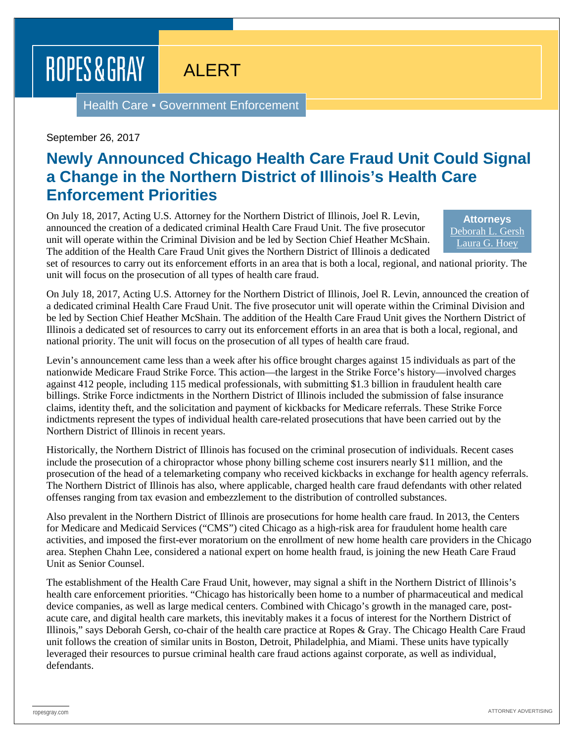ROPES & GRAY

ALERT

Health Care ▪ Government Enforcement

September 26, 2017

# Newly Announced Chicago Health Care Fraud Unit Could Signal a Change in the Northern District of Illinois's Health Care Enforcement Priorities

**Attorneys**
Deborah L. Gersh
Laura G. Hoey

On July 18, 2017, Acting U.S. Attorney for the Northern District of Illinois, Joel R. Levin, announced the creation of a dedicated criminal Health Care Fraud Unit. The five prosecutor unit will operate within the Criminal Division and be led by Section Chief Heather McShain. The addition of the Health Care Fraud Unit gives the Northern District of Illinois a dedicated set of resources to carry out its enforcement efforts in an area that is both a local, regional, and national priority. The unit will focus on the prosecution of all types of health care fraud.

On July 18, 2017, Acting U.S. Attorney for the Northern District of Illinois, Joel R. Levin, announced the creation of a dedicated criminal Health Care Fraud Unit. The five prosecutor unit will operate within the Criminal Division and be led by Section Chief Heather McShain. The addition of the Health Care Fraud Unit gives the Northern District of Illinois a dedicated set of resources to carry out its enforcement efforts in an area that is both a local, regional, and national priority. The unit will focus on the prosecution of all types of health care fraud.

Levin's announcement came less than a week after his office brought charges against 15 individuals as part of the nationwide Medicare Fraud Strike Force. This action—the largest in the Strike Force's history—involved charges against 412 people, including 115 medical professionals, with submitting $1.3 billion in fraudulent health care billings. Strike Force indictments in the Northern District of Illinois included the submission of false insurance claims, identity theft, and the solicitation and payment of kickbacks for Medicare referrals. These Strike Force indictments represent the types of individual health care-related prosecutions that have been carried out by the Northern District of Illinois in recent years.

Historically, the Northern District of Illinois has focused on the criminal prosecution of individuals. Recent cases include the prosecution of a chiropractor whose phony billing scheme cost insurers nearly $11 million, and the prosecution of the head of a telemarketing company who received kickbacks in exchange for health agency referrals. The Northern District of Illinois has also, where applicable, charged health care fraud defendants with other related offenses ranging from tax evasion and embezzlement to the distribution of controlled substances.

Also prevalent in the Northern District of Illinois are prosecutions for home health care fraud. In 2013, the Centers for Medicare and Medicaid Services ("CMS") cited Chicago as a high-risk area for fraudulent home health care activities, and imposed the first-ever moratorium on the enrollment of new home health care providers in the Chicago area. Stephen Chahn Lee, considered a national expert on home health fraud, is joining the new Heath Care Fraud Unit as Senior Counsel.

The establishment of the Health Care Fraud Unit, however, may signal a shift in the Northern District of Illinois's health care enforcement priorities. "Chicago has historically been home to a number of pharmaceutical and medical device companies, as well as large medical centers. Combined with Chicago's growth in the managed care, post-acute care, and digital health care markets, this inevitably makes it a focus of interest for the Northern District of Illinois," says Deborah Gersh, co-chair of the health care practice at Ropes & Gray. The Chicago Health Care Fraud unit follows the creation of similar units in Boston, Detroit, Philadelphia, and Miami. These units have typically leveraged their resources to pursue criminal health care fraud actions against corporate, as well as individual, defendants.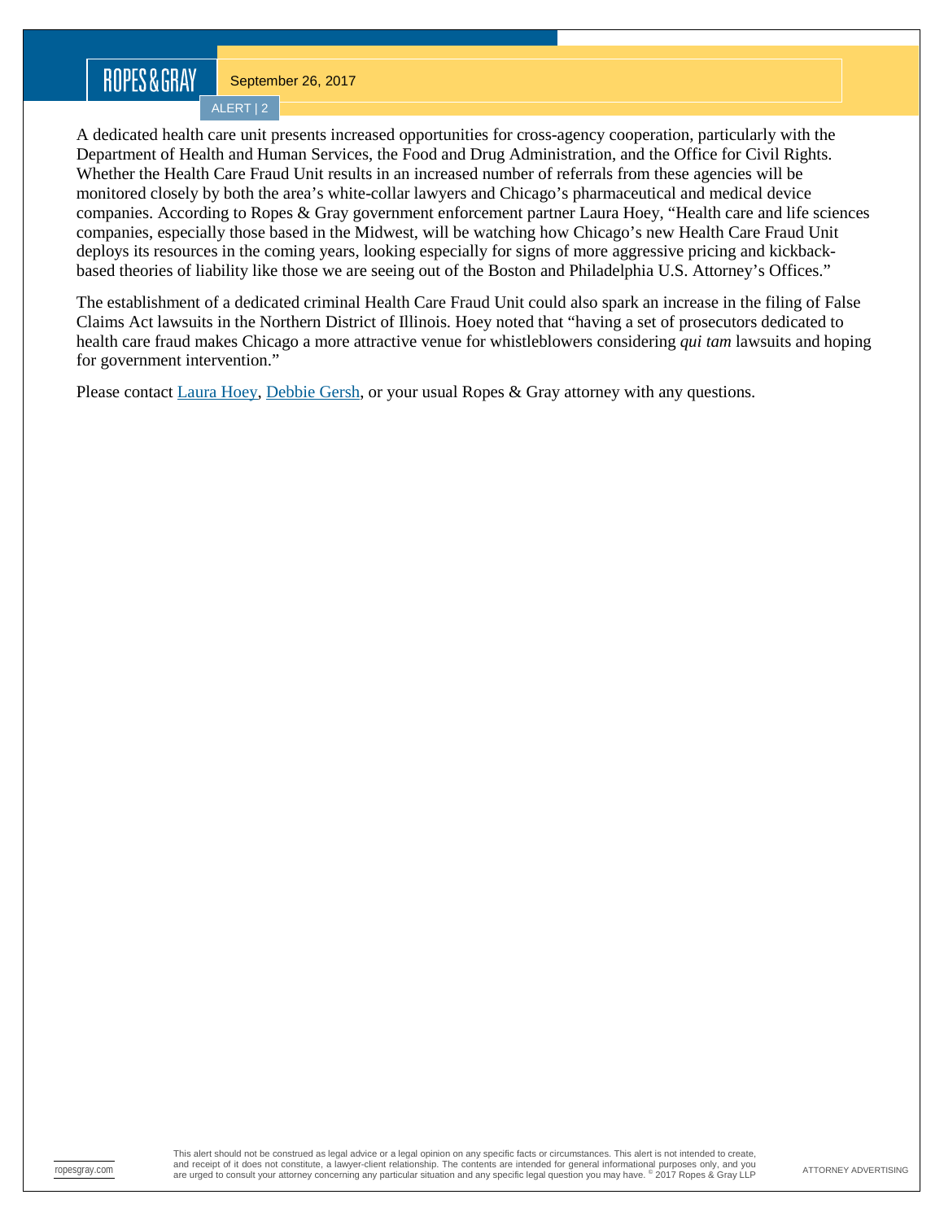A dedicated health care unit presents increased opportunities for cross-agency cooperation, particularly with the Department of Health and Human Services, the Food and Drug Administration, and the Office for Civil Rights. Whether the Health Care Fraud Unit results in an increased number of referrals from these agencies will be monitored closely by both the area's white-collar lawyers and Chicago's pharmaceutical and medical device companies. According to Ropes & Gray government enforcement partner Laura Hoey, "Health care and life sciences companies, especially those based in the Midwest, will be watching how Chicago's new Health Care Fraud Unit deploys its resources in the coming years, looking especially for signs of more aggressive pricing and kickback-based theories of liability like those we are seeing out of the Boston and Philadelphia U.S. Attorney's Offices."

The establishment of a dedicated criminal Health Care Fraud Unit could also spark an increase in the filing of False Claims Act lawsuits in the Northern District of Illinois. Hoey noted that "having a set of prosecutors dedicated to health care fraud makes Chicago a more attractive venue for whistleblowers considering *qui tam* lawsuits and hoping for government intervention."

Please contact Laura Hoey, Debbie Gersh, or your usual Ropes & Gray attorney with any questions.

This alert should not be construed as legal advice or a legal opinion on any specific facts or circumstances. This alert is not intended to create, and receipt of it does not constitute, a lawyer-client relationship. The contents are intended for general informational purposes only, and you are urged to consult your attorney concerning any particular situation and any specific legal question you may have. © 2017 Ropes & Gray LLP

ATTORNEY ADVERTISING